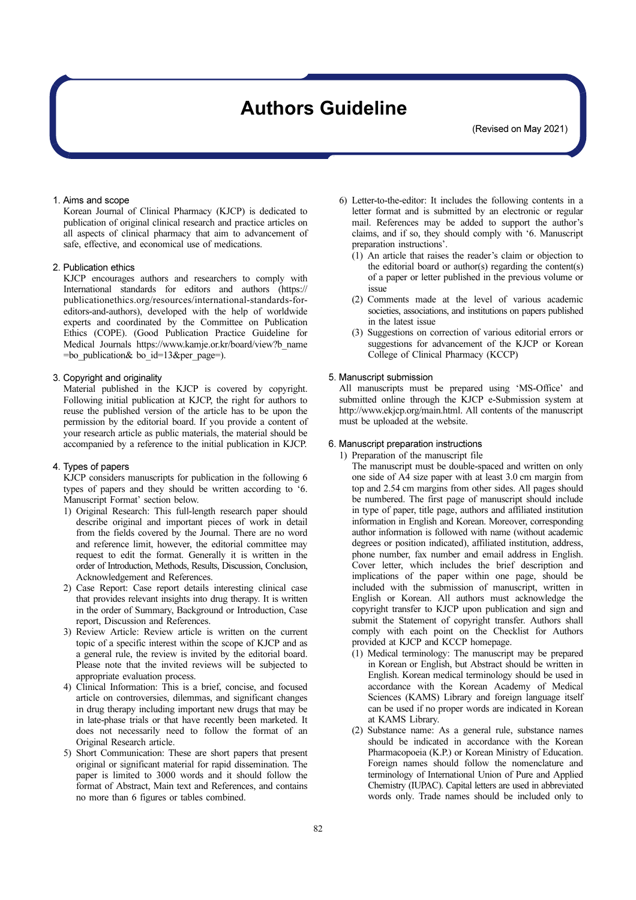# Authors Guideline

(Revised on May 2021)

## 1. Aims and scope

Korean Journal of Clinical Pharmacy (KJCP) is dedicated to publication of original clinical research and practice articles on all aspects of clinical pharmacy that aim to advancement of safe, effective, and economical use of medications.

## 2. Publication ethics

KJCP encourages authors and researchers to comply with International standards for editors and authors (https://publicationethics.org/resources/international-standards-for-editors-and-authors), developed with the help of worldwide experts and coordinated by the Committee on Publication Ethics (COPE). (Good Publication Practice Guideline for Medical Journals https://www.kamje.or.kr/board/view?b_name=bo_publication& bo_id=13&per_page=).

## 3. Copyright and originality

Material published in the KJCP is covered by copyright. Following initial publication at KJCP, the right for authors to reuse the published version of the article has to be upon the permission by the editorial board. If you provide a content of your research article as public materials, the material should be accompanied by a reference to the initial publication in KJCP.

## 4. Types of papers

KJCP considers manuscripts for publication in the following 6 types of papers and they should be written according to '6. Manuscript Format' section below.

1) Original Research: This full-length research paper should describe original and important pieces of work in detail from the fields covered by the Journal. There are no word and reference limit, however, the editorial committee may request to edit the format. Generally it is written in the order of Introduction, Methods, Results, Discussion, Conclusion, Acknowledgement and References.
2) Case Report: Case report details interesting clinical case that provides relevant insights into drug therapy. It is written in the order of Summary, Background or Introduction, Case report, Discussion and References.
3) Review Article: Review article is written on the current topic of a specific interest within the scope of KJCP and as a general rule, the review is invited by the editorial board. Please note that the invited reviews will be subjected to appropriate evaluation process.
4) Clinical Information: This is a brief, concise, and focused article on controversies, dilemmas, and significant changes in drug therapy including important new drugs that may be in late-phase trials or that have recently been marketed. It does not necessarily need to follow the format of an Original Research article.
5) Short Communication: These are short papers that present original or significant material for rapid dissemination. The paper is limited to 3000 words and it should follow the format of Abstract, Main text and References, and contains no more than 6 figures or tables combined.
6) Letter-to-the-editor: It includes the following contents in a letter format and is submitted by an electronic or regular mail. References may be added to support the author's claims, and if so, they should comply with '6. Manuscript preparation instructions'.
   (1) An article that raises the reader's claim or objection to the editorial board or author(s) regarding the content(s) of a paper or letter published in the previous volume or issue
   (2) Comments made at the level of various academic societies, associations, and institutions on papers published in the latest issue
   (3) Suggestions on correction of various editorial errors or suggestions for advancement of the KJCP or Korean College of Clinical Pharmacy (KCCP)

## 5. Manuscript submission

All manuscripts must be prepared using 'MS-Office' and submitted online through the KJCP e-Submission system at http://www.ekjcp.org/main.html. All contents of the manuscript must be uploaded at the website.

## 6. Manuscript preparation instructions

1) Preparation of the manuscript file

The manuscript must be double-spaced and written on only one side of A4 size paper with at least 3.0 cm margin from top and 2.54 cm margins from other sides. All pages should be numbered. The first page of manuscript should include in type of paper, title page, authors and affiliated institution information in English and Korean. Moreover, corresponding author information is followed with name (without academic degrees or position indicated), affiliated institution, address, phone number, fax number and email address in English. Cover letter, which includes the brief description and implications of the paper within one page, should be included with the submission of manuscript, written in English or Korean. All authors must acknowledge the copyright transfer to KJCP upon publication and sign and submit the Statement of copyright transfer. Authors shall comply with each point on the Checklist for Authors provided at KJCP and KCCP homepage.

(1) Medical terminology: The manuscript may be prepared in Korean or English, but Abstract should be written in English. Korean medical terminology should be used in accordance with the Korean Academy of Medical Sciences (KAMS) Library and foreign language itself can be used if no proper words are indicated in Korean at KAMS Library.

(2) Substance name: As a general rule, substance names should be indicated in accordance with the Korean Pharmacopoeia (K.P.) or Korean Ministry of Education. Foreign names should follow the nomenclature and terminology of International Union of Pure and Applied Chemistry (IUPAC). Capital letters are used in abbreviated words only. Trade names should be included only to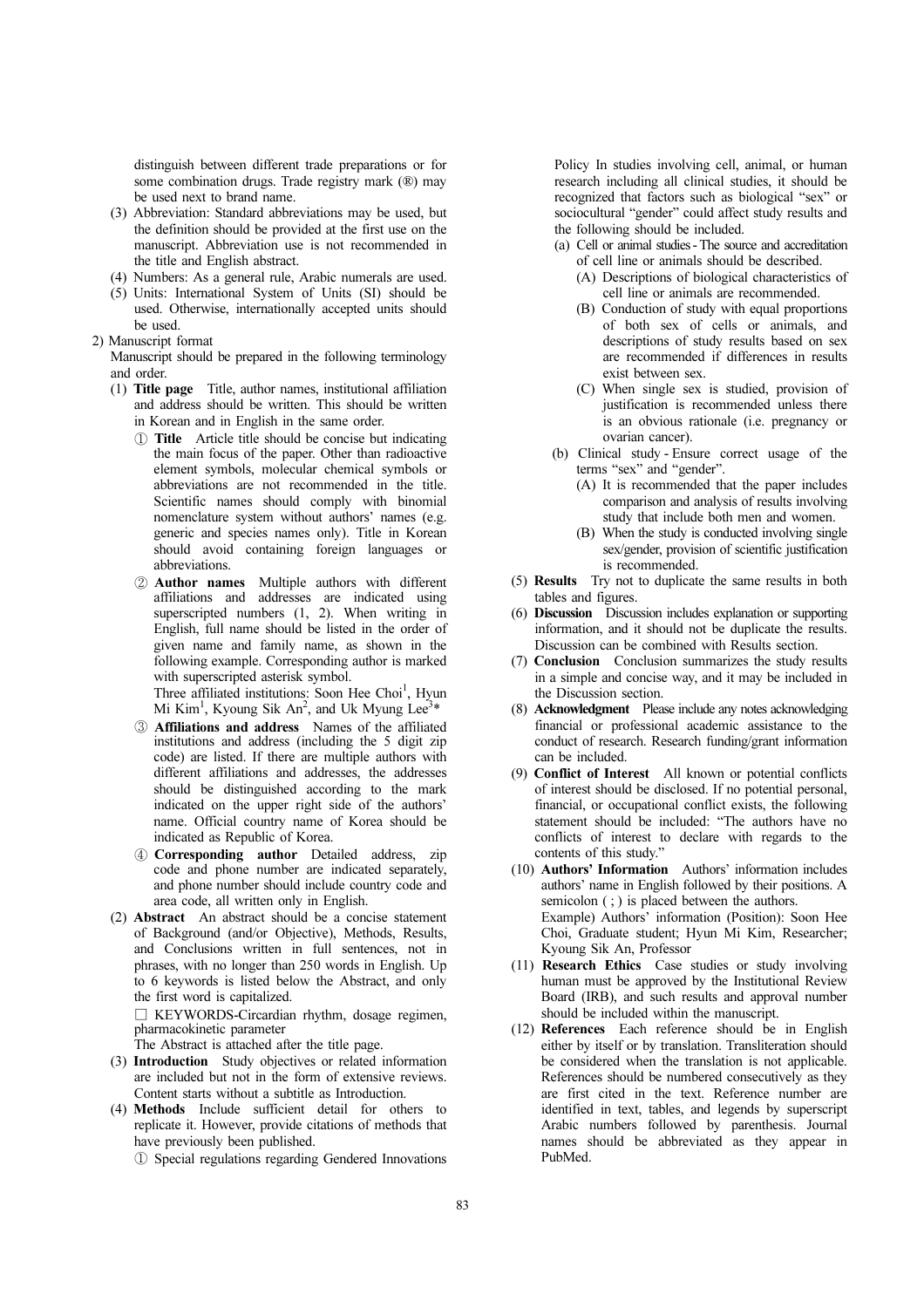distinguish between different trade preparations or for some combination drugs. Trade registry mark (®) may be used next to brand name.

(3) Abbreviation: Standard abbreviations may be used, but the definition should be provided at the first use on the manuscript. Abbreviation use is not recommended in the title and English abstract.

(4) Numbers: As a general rule, Arabic numerals are used.

(5) Units: International System of Units (SI) should be used. Otherwise, internationally accepted units should be used.

2) Manuscript format

Manuscript should be prepared in the following terminology and order.

(1) **Title page** Title, author names, institutional affiliation and address should be written. This should be written in Korean and in English in the same order.

① **Title** Article title should be concise but indicating the main focus of the paper. Other than radioactive element symbols, molecular chemical symbols or abbreviations are not recommended in the title. Scientific names should comply with binomial nomenclature system without authors' names (e.g. generic and species names only). Title in Korean should avoid containing foreign languages or abbreviations.

② **Author names** Multiple authors with different affiliations and addresses are indicated using superscripted numbers (1, 2). When writing in English, full name should be listed in the order of given name and family name, as shown in the following example. Corresponding author is marked with superscripted asterisk symbol.
Three affiliated institutions: Soon Hee Choi[1], Hyun Mi Kim[1], Kyoung Sik An[2], and Uk Myung Lee[3*]

③ **Affiliations and address** Names of the affiliated institutions and address (including the 5 digit zip code) are listed. If there are multiple authors with different affiliations and addresses, the addresses should be distinguished according to the mark indicated on the upper right side of the authors' name. Official country name of Korea should be indicated as Republic of Korea.

④ **Corresponding author** Detailed address, zip code and phone number are indicated separately, and phone number should include country code and area code, all written only in English.

(2) **Abstract** An abstract should be a concise statement of Background (and/or Objective), Methods, Results, and Conclusions written in full sentences, not in phrases, with no longer than 250 words in English. Up to 6 keywords is listed below the Abstract, and only the first word is capitalized.

□ KEYWORDS-Circadian rhythm, dosage regimen, pharmacokinetic parameter

The Abstract is attached after the title page.

(3) **Introduction** Study objectives or related information are included but not in the form of extensive reviews. Content starts without a subtitle as Introduction.

(4) **Methods** Include sufficient detail for others to replicate it. However, provide citations of methods that have previously been published.

① Special regulations regarding Gendered Innovations Policy In studies involving cell, animal, or human research including all clinical studies, it should be recognized that factors such as biological "sex" or sociocultural "gender" could affect study results and the following should be included.

(a) Cell or animal studies - The source and accreditation of cell line or animals should be described.

(A) Descriptions of biological characteristics of cell line or animals are recommended.

(B) Conduction of study with equal proportions of both sex of cells or animals, and descriptions of study results based on sex are recommended if differences in results exist between sex.

(C) When single sex is studied, provision of justification is recommended unless there is an obvious rationale (i.e. pregnancy or ovarian cancer).

(b) Clinical study - Ensure correct usage of the terms "sex" and "gender".

(A) It is recommended that the paper includes comparison and analysis of results involving study that include both men and women.

(B) When the study is conducted involving single sex/gender, provision of scientific justification is recommended.

(5) **Results** Try not to duplicate the same results in both tables and figures.

(6) **Discussion** Discussion includes explanation or supporting information, and it should not be duplicate the results. Discussion can be combined with Results section.

(7) **Conclusion** Conclusion summarizes the study results in a simple and concise way, and it may be included in the Discussion section.

(8) **Acknowledgment** Please include any notes acknowledging financial or professional academic assistance to the conduct of research. Research funding/grant information can be included.

(9) **Conflict of Interest** All known or potential conflicts of interest should be disclosed. If no potential personal, financial, or occupational conflict exists, the following statement should be included: "The authors have no conflicts of interest to declare with regards to the contents of this study."

(10) **Authors' Information** Authors' information includes authors' name in English followed by their positions. A semicolon ( ; ) is placed between the authors.
Example) Authors' information (Position): Soon Hee Choi, Graduate student; Hyun Mi Kim, Researcher; Kyoung Sik An, Professor

(11) **Research Ethics** Case studies or study involving human must be approved by the Institutional Review Board (IRB), and such results and approval number should be included within the manuscript.

(12) **References** Each reference should be in English either by itself or by translation. Transliteration should be considered when the translation is not applicable. References should be numbered consecutively as they are first cited in the text. Reference number are identified in text, tables, and legends by superscript Arabic numbers followed by parenthesis. Journal names should be abbreviated as they appear in PubMed.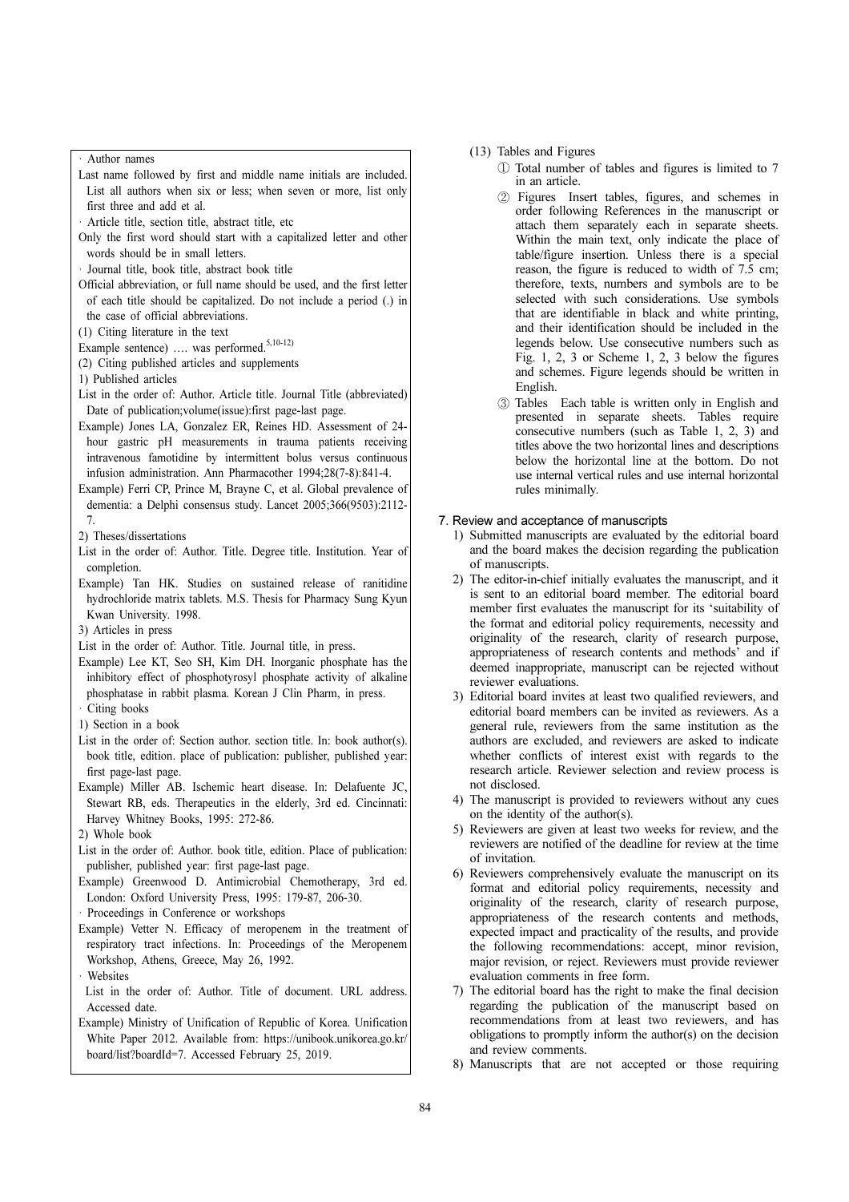· Author names

Last name followed by first and middle name initials are included. List all authors when six or less; when seven or more, list only first three and add et al.

· Article title, section title, abstract title, etc

Only the first word should start with a capitalized letter and other words should be in small letters.

· Journal title, book title, abstract book title

Official abbreviation, or full name should be used, and the first letter of each title should be capitalized. Do not include a period (.) in the case of official abbreviations.

(1) Citing literature in the text

Example sentence) …. was performed.[5,10-12)]

(2) Citing published articles and supplements

1) Published articles

List in the order of: Author. Article title. Journal Title (abbreviated) Date of publication;volume(issue):first page-last page.

Example) Jones LA, Gonzalez ER, Reines HD. Assessment of 24-hour gastric pH measurements in trauma patients receiving intravenous famotidine by intermittent bolus versus continuous infusion administration. Ann Pharmacother 1994;28(7-8):841-4.

Example) Ferri CP, Prince M, Brayne C, et al. Global prevalence of dementia: a Delphi consensus study. Lancet 2005;366(9503):2112-7.

2) Theses/dissertations

List in the order of: Author. Title. Degree title. Institution. Year of completion.

Example) Tan HK. Studies on sustained release of ranitidine hydrochloride matrix tablets. M.S. Thesis for Pharmacy Sung Kyun Kwan University. 1998.

3) Articles in press

List in the order of: Author. Title. Journal title, in press.

Example) Lee KT, Seo SH, Kim DH. Inorganic phosphate has the inhibitory effect of phosphotyrosyl phosphate activity of alkaline phosphatase in rabbit plasma. Korean J Clin Pharm, in press.

· Citing books

1) Section in a book

List in the order of: Section author. section title. In: book author(s). book title, edition. place of publication: publisher, published year: first page-last page.

Example) Miller AB. Ischemic heart disease. In: Delafuente JC, Stewart RB, eds. Therapeutics in the elderly, 3rd ed. Cincinnati: Harvey Whitney Books, 1995: 272-86.

2) Whole book

List in the order of: Author. book title, edition. Place of publication: publisher, published year: first page-last page.

Example) Greenwood D. Antimicrobial Chemotherapy, 3rd ed. London: Oxford University Press, 1995: 179-87, 206-30.

· Proceedings in Conference or workshops

Example) Vetter N. Efficacy of meropenem in the treatment of respiratory tract infections. In: Proceedings of the Meropenem Workshop, Athens, Greece, May 26, 1992.

· Websites

List in the order of: Author. Title of document. URL address. Accessed date.

Example) Ministry of Unification of Republic of Korea. Unification White Paper 2012. Available from: https://unibook.unikorea.go.kr/board/list?boardId=7. Accessed February 25, 2019.

(13) Tables and Figures

① Total number of tables and figures is limited to 7 in an article.

② Figures Insert tables, figures, and schemes in order following References in the manuscript or attach them separately each in separate sheets. Within the main text, only indicate the place of table/figure insertion. Unless there is a special reason, the figure is reduced to width of 7.5 cm; therefore, texts, numbers and symbols are to be selected with such considerations. Use symbols that are identifiable in black and white printing, and their identification should be included in the legends below. Use consecutive numbers such as Fig. 1, 2, 3 or Scheme 1, 2, 3 below the figures and schemes. Figure legends should be written in English.

③ Tables Each table is written only in English and presented in separate sheets. Tables require consecutive numbers (such as Table 1, 2, 3) and titles above the two horizontal lines and descriptions below the horizontal line at the bottom. Do not use internal vertical rules and use internal horizontal rules minimally.

## 7. Review and acceptance of manuscripts

1) Submitted manuscripts are evaluated by the editorial board and the board makes the decision regarding the publication of manuscripts.
2) The editor-in-chief initially evaluates the manuscript, and it is sent to an editorial board member. The editorial board member first evaluates the manuscript for its 'suitability of the format and editorial policy requirements, necessity and originality of the research, clarity of research purpose, appropriateness of research contents and methods' and if deemed inappropriate, manuscript can be rejected without reviewer evaluations.
3) Editorial board invites at least two qualified reviewers, and editorial board members can be invited as reviewers. As a general rule, reviewers from the same institution as the authors are excluded, and reviewers are asked to indicate whether conflicts of interest exist with regards to the research article. Reviewer selection and review process is not disclosed.
4) The manuscript is provided to reviewers without any cues on the identity of the author(s).
5) Reviewers are given at least two weeks for review, and the reviewers are notified of the deadline for review at the time of invitation.
6) Reviewers comprehensively evaluate the manuscript on its format and editorial policy requirements, necessity and originality of the research, clarity of research purpose, appropriateness of the research contents and methods, expected impact and practicality of the results, and provide the following recommendations: accept, minor revision, major revision, or reject. Reviewers must provide reviewer evaluation comments in free form.
7) The editorial board has the right to make the final decision regarding the publication of the manuscript based on recommendations from at least two reviewers, and has obligations to promptly inform the author(s) on the decision and review comments.
8) Manuscripts that are not accepted or those requiring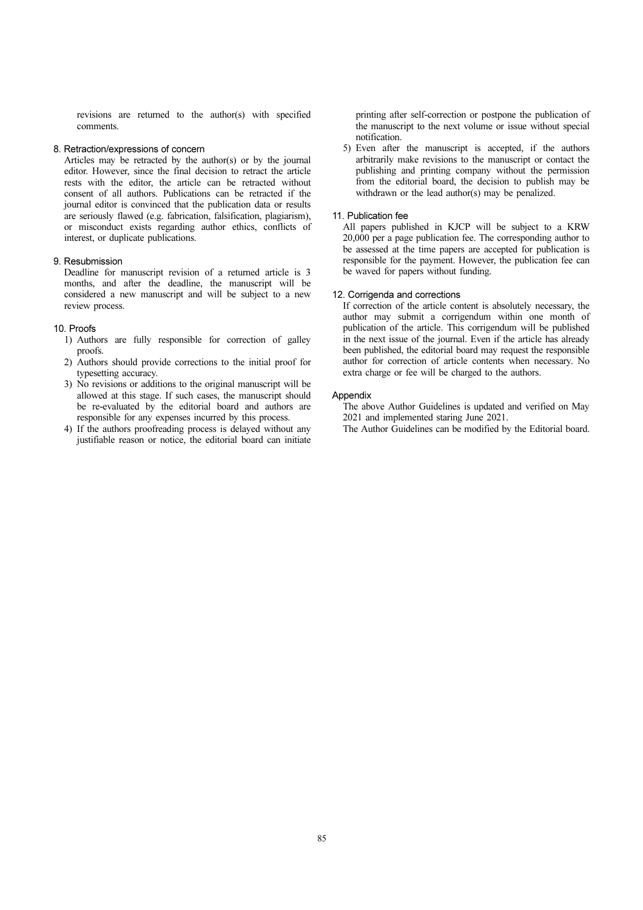revisions are returned to the author(s) with specified comments.

## 8. Retraction/expressions of concern

Articles may be retracted by the author(s) or by the journal editor. However, since the final decision to retract the article rests with the editor, the article can be retracted without consent of all authors. Publications can be retracted if the journal editor is convinced that the publication data or results are seriously flawed (e.g. fabrication, falsification, plagiarism), or misconduct exists regarding author ethics, conflicts of interest, or duplicate publications.

## 9. Resubmission

Deadline for manuscript revision of a returned article is 3 months, and after the deadline, the manuscript will be considered a new manuscript and will be subject to a new review process.

## 10. Proofs

1) Authors are fully responsible for correction of galley proofs.
2) Authors should provide corrections to the initial proof for typesetting accuracy.
3) No revisions or additions to the original manuscript will be allowed at this stage. If such cases, the manuscript should be re-evaluated by the editorial board and authors are responsible for any expenses incurred by this process.
4) If the authors proofreading process is delayed without any justifiable reason or notice, the editorial board can initiate printing after self-correction or postpone the publication of the manuscript to the next volume or issue without special notification.
5) Even after the manuscript is accepted, if the authors arbitrarily make revisions to the manuscript or contact the publishing and printing company without the permission from the editorial board, the decision to publish may be withdrawn or the lead author(s) may be penalized.

## 11. Publication fee

All papers published in KJCP will be subject to a KRW 20,000 per a page publication fee. The corresponding author to be assessed at the time papers are accepted for publication is responsible for the payment. However, the publication fee can be waved for papers without funding.

## 12. Corrigenda and corrections

If correction of the article content is absolutely necessary, the author may submit a corrigendum within one month of publication of the article. This corrigendum will be published in the next issue of the journal. Even if the article has already been published, the editorial board may request the responsible author for correction of article contents when necessary. No extra charge or fee will be charged to the authors.

## Appendix

The above Author Guidelines is updated and verified on May 2021 and implemented staring June 2021.

The Author Guidelines can be modified by the Editorial board.